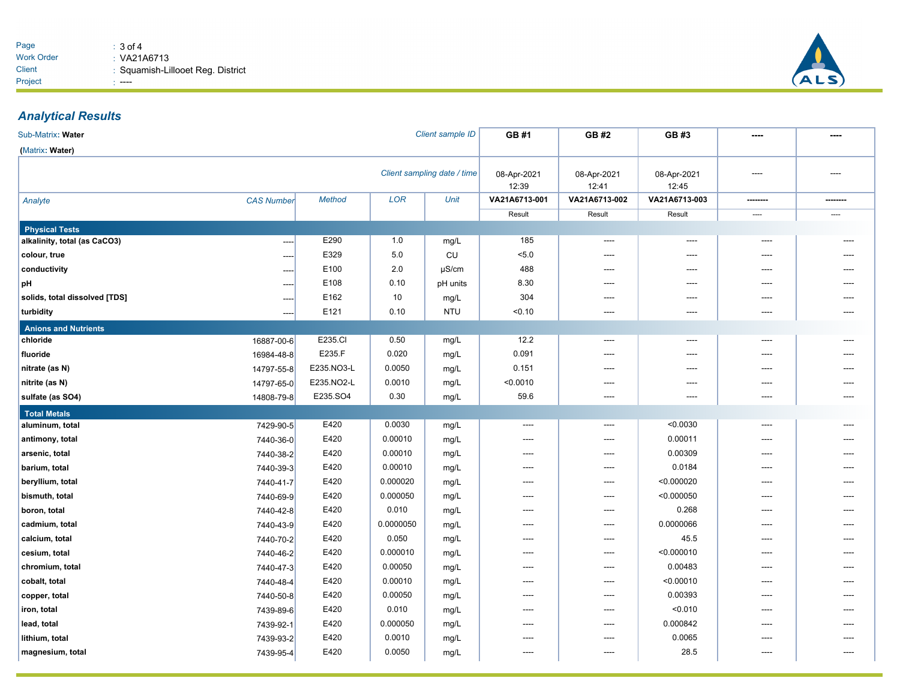Page : 3 of 4
Work Order : VA21A6713
Client : Squamish-Lillooet Reg. District
Project : ----

## Analytical Results

Sub-Matrix: **Water**

(Matrix: **Water**)

| Analyte | CAS Number | Method | LOR | Unit | GB #1 | GB #2 | GB #3 | ---- | ---- |
|---|---|---|---|---|---|---|---|---|---|
| *Client sampling date / time* | | | | | 08-Apr-2021 12:39 | 08-Apr-2021 12:41 | 08-Apr-2021 12:45 | ---- | ---- |
| | | | | | **VA21A6713-001** | **VA21A6713-002** | **VA21A6713-003** | -------- | -------- |
| | | | | | Result | Result | Result | ---- | ---- |
| **Physical Tests** | | | | | | | | | |
| **alkalinity, total (as CaCO3)** | ---- | E290 | 1.0 | mg/L | 185 | ---- | ---- | ---- | ---- |
| **colour, true** | ---- | E329 | 5.0 | CU | <5.0 | ---- | ---- | ---- | ---- |
| **conductivity** | ---- | E100 | 2.0 | µS/cm | 488 | ---- | ---- | ---- | ---- |
| **pH** | ---- | E108 | 0.10 | pH units | 8.30 | ---- | ---- | ---- | ---- |
| **solids, total dissolved [TDS]** | ---- | E162 | 10 | mg/L | 304 | ---- | ---- | ---- | ---- |
| **turbidity** | ---- | E121 | 0.10 | NTU | <0.10 | ---- | ---- | ---- | ---- |
| **Anions and Nutrients** | | | | | | | | | |
| **chloride** | 16887-00-6 | E235.Cl | 0.50 | mg/L | 12.2 | ---- | ---- | ---- | ---- |
| **fluoride** | 16984-48-8 | E235.F | 0.020 | mg/L | 0.091 | ---- | ---- | ---- | ---- |
| **nitrate (as N)** | 14797-55-8 | E235.NO3-L | 0.0050 | mg/L | 0.151 | ---- | ---- | ---- | ---- |
| **nitrite (as N)** | 14797-65-0 | E235.NO2-L | 0.0010 | mg/L | <0.0010 | ---- | ---- | ---- | ---- |
| **sulfate (as SO4)** | 14808-79-8 | E235.SO4 | 0.30 | mg/L | 59.6 | ---- | ---- | ---- | ---- |
| **Total Metals** | | | | | | | | | |
| **aluminum, total** | 7429-90-5 | E420 | 0.0030 | mg/L | ---- | ---- | <0.0030 | ---- | ---- |
| **antimony, total** | 7440-36-0 | E420 | 0.00010 | mg/L | ---- | ---- | 0.00011 | ---- | ---- |
| **arsenic, total** | 7440-38-2 | E420 | 0.00010 | mg/L | ---- | ---- | 0.00309 | ---- | ---- |
| **barium, total** | 7440-39-3 | E420 | 0.00010 | mg/L | ---- | ---- | 0.0184 | ---- | ---- |
| **beryllium, total** | 7440-41-7 | E420 | 0.000020 | mg/L | ---- | ---- | <0.000020 | ---- | ---- |
| **bismuth, total** | 7440-69-9 | E420 | 0.000050 | mg/L | ---- | ---- | <0.000050 | ---- | ---- |
| **boron, total** | 7440-42-8 | E420 | 0.010 | mg/L | ---- | ---- | 0.268 | ---- | ---- |
| **cadmium, total** | 7440-43-9 | E420 | 0.0000050 | mg/L | ---- | ---- | 0.0000066 | ---- | ---- |
| **calcium, total** | 7440-70-2 | E420 | 0.050 | mg/L | ---- | ---- | 45.5 | ---- | ---- |
| **cesium, total** | 7440-46-2 | E420 | 0.000010 | mg/L | ---- | ---- | <0.000010 | ---- | ---- |
| **chromium, total** | 7440-47-3 | E420 | 0.00050 | mg/L | ---- | ---- | 0.00483 | ---- | ---- |
| **cobalt, total** | 7440-48-4 | E420 | 0.00010 | mg/L | ---- | ---- | <0.00010 | ---- | ---- |
| **copper, total** | 7440-50-8 | E420 | 0.00050 | mg/L | ---- | ---- | 0.00393 | ---- | ---- |
| **iron, total** | 7439-89-6 | E420 | 0.010 | mg/L | ---- | ---- | <0.010 | ---- | ---- |
| **lead, total** | 7439-92-1 | E420 | 0.000050 | mg/L | ---- | ---- | 0.000842 | ---- | ---- |
| **lithium, total** | 7439-93-2 | E420 | 0.0010 | mg/L | ---- | ---- | 0.0065 | ---- | ---- |
| **magnesium, total** | 7439-95-4 | E420 | 0.0050 | mg/L | ---- | ---- | 28.5 | ---- | ---- |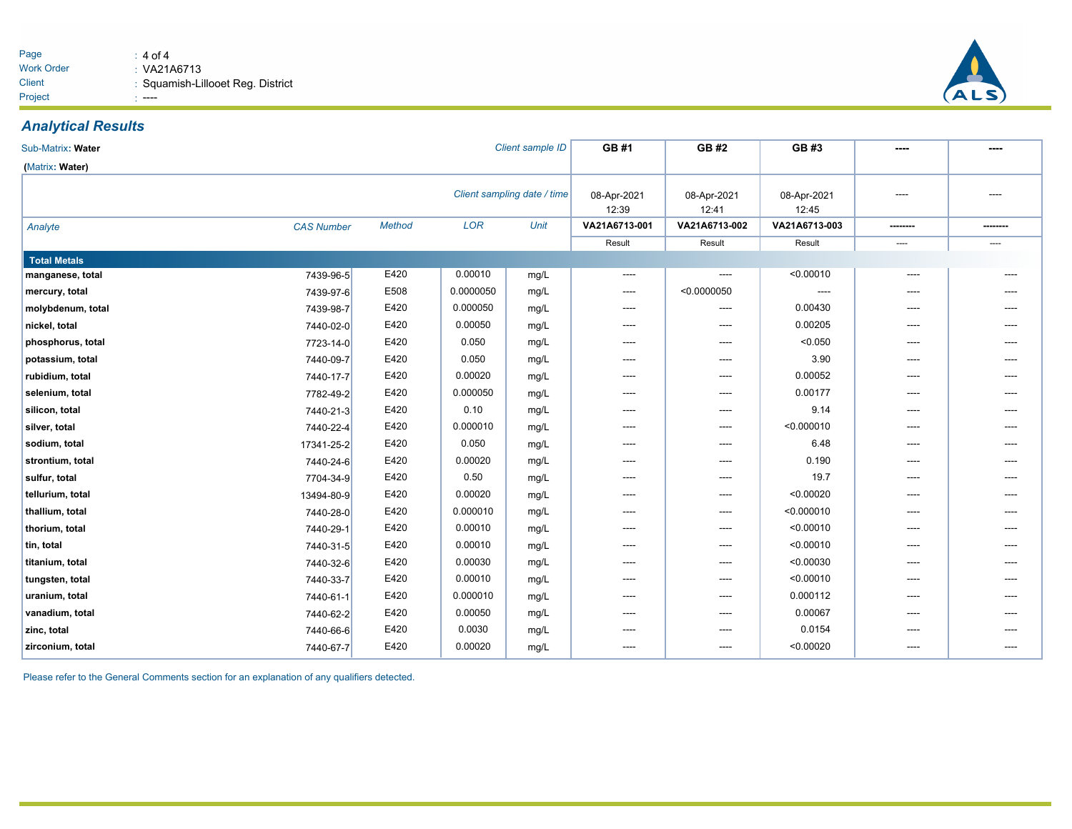Page : 4 of 4
Work Order : VA21A6713
Client : Squamish-Lillooet Reg. District
Project : ----

## Analytical Results

| Sub-Matrix: Water (Matrix: Water) | | | | Client sample ID | GB #1 | GB #2 | GB #3 | ---- | ---- |
|---|---|---|---|---|---|---|---|---|---|
| | | | | Client sampling date / time | 08-Apr-2021 12:39 | 08-Apr-2021 12:41 | 08-Apr-2021 12:45 | ---- | ---- |
| Analyte | CAS Number | Method | LOR | Unit | VA21A6713-001 | VA21A6713-002 | VA21A6713-003 | -------- | -------- |
| | | | | | Result | Result | Result | ---- | ---- |
| **Total Metals** | | | | | | | | | |
| manganese, total | 7439-96-5 | E420 | 0.00010 | mg/L | ---- | ---- | <0.00010 | ---- | ---- |
| mercury, total | 7439-97-6 | E508 | 0.0000050 | mg/L | ---- | <0.0000050 | ---- | ---- | ---- |
| molybdenum, total | 7439-98-7 | E420 | 0.000050 | mg/L | ---- | ---- | 0.00430 | ---- | ---- |
| nickel, total | 7440-02-0 | E420 | 0.00050 | mg/L | ---- | ---- | 0.00205 | ---- | ---- |
| phosphorus, total | 7723-14-0 | E420 | 0.050 | mg/L | ---- | ---- | <0.050 | ---- | ---- |
| potassium, total | 7440-09-7 | E420 | 0.050 | mg/L | ---- | ---- | 3.90 | ---- | ---- |
| rubidium, total | 7440-17-7 | E420 | 0.00020 | mg/L | ---- | ---- | 0.00052 | ---- | ---- |
| selenium, total | 7782-49-2 | E420 | 0.000050 | mg/L | ---- | ---- | 0.00177 | ---- | ---- |
| silicon, total | 7440-21-3 | E420 | 0.10 | mg/L | ---- | ---- | 9.14 | ---- | ---- |
| silver, total | 7440-22-4 | E420 | 0.000010 | mg/L | ---- | ---- | <0.000010 | ---- | ---- |
| sodium, total | 17341-25-2 | E420 | 0.050 | mg/L | ---- | ---- | 6.48 | ---- | ---- |
| strontium, total | 7440-24-6 | E420 | 0.00020 | mg/L | ---- | ---- | 0.190 | ---- | ---- |
| sulfur, total | 7704-34-9 | E420 | 0.50 | mg/L | ---- | ---- | 19.7 | ---- | ---- |
| tellurium, total | 13494-80-9 | E420 | 0.00020 | mg/L | ---- | ---- | <0.00020 | ---- | ---- |
| thallium, total | 7440-28-0 | E420 | 0.000010 | mg/L | ---- | ---- | <0.000010 | ---- | ---- |
| thorium, total | 7440-29-1 | E420 | 0.00010 | mg/L | ---- | ---- | <0.00010 | ---- | ---- |
| tin, total | 7440-31-5 | E420 | 0.00010 | mg/L | ---- | ---- | <0.00010 | ---- | ---- |
| titanium, total | 7440-32-6 | E420 | 0.00030 | mg/L | ---- | ---- | <0.00030 | ---- | ---- |
| tungsten, total | 7440-33-7 | E420 | 0.00010 | mg/L | ---- | ---- | <0.00010 | ---- | ---- |
| uranium, total | 7440-61-1 | E420 | 0.000010 | mg/L | ---- | ---- | 0.000112 | ---- | ---- |
| vanadium, total | 7440-62-2 | E420 | 0.00050 | mg/L | ---- | ---- | 0.00067 | ---- | ---- |
| zinc, total | 7440-66-6 | E420 | 0.0030 | mg/L | ---- | ---- | 0.0154 | ---- | ---- |
| zirconium, total | 7440-67-7 | E420 | 0.00020 | mg/L | ---- | ---- | <0.00020 | ---- | ---- |

Please refer to the General Comments section for an explanation of any qualifiers detected.